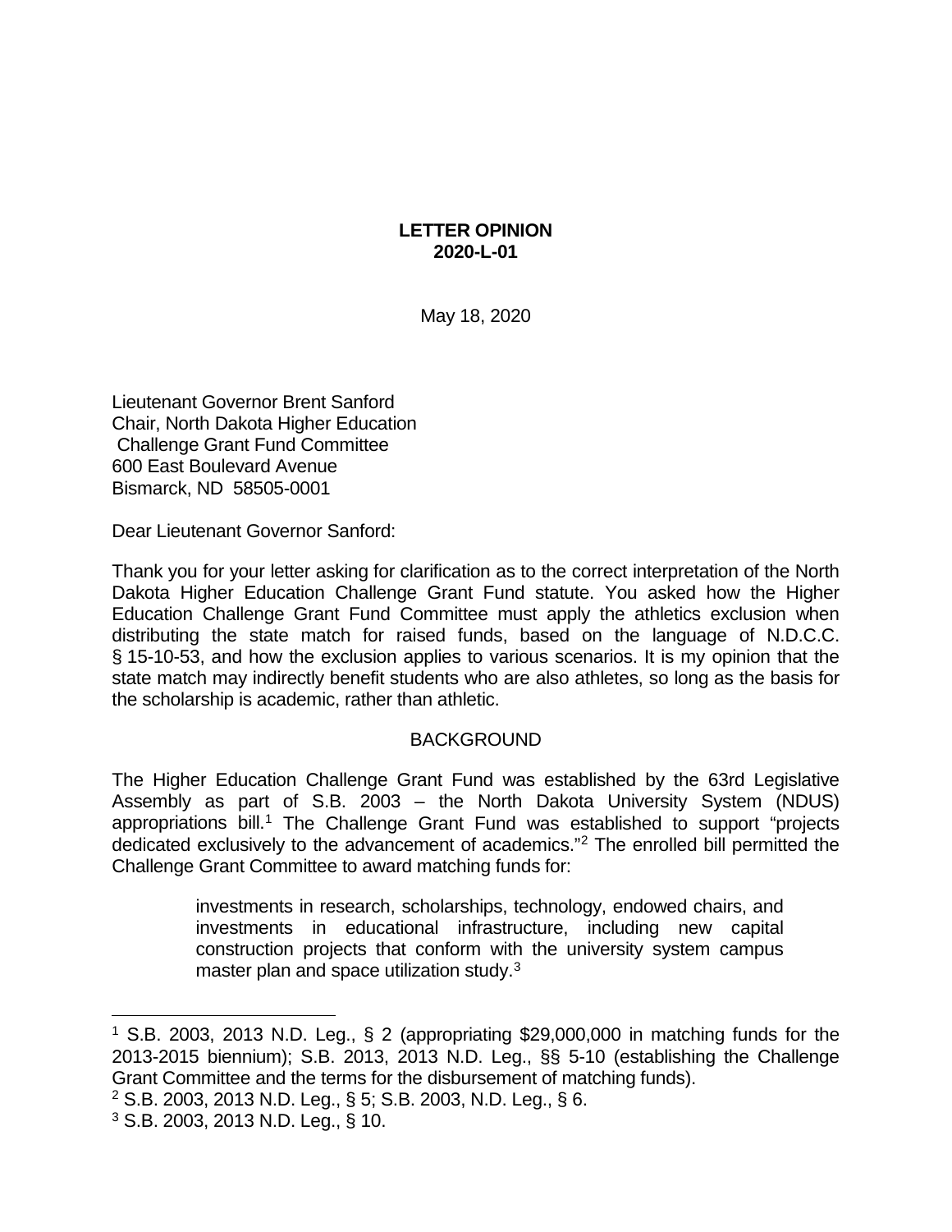**LETTER OPINION**
**2020-L-01**

May 18, 2020

Lieutenant Governor Brent Sanford
Chair, North Dakota Higher Education
Challenge Grant Fund Committee
600 East Boulevard Avenue
Bismarck, ND 58505-0001

Dear Lieutenant Governor Sanford:

Thank you for your letter asking for clarification as to the correct interpretation of the North Dakota Higher Education Challenge Grant Fund statute. You asked how the Higher Education Challenge Grant Fund Committee must apply the athletics exclusion when distributing the state match for raised funds, based on the language of N.D.C.C. § 15-10-53, and how the exclusion applies to various scenarios. It is my opinion that the state match may indirectly benefit students who are also athletes, so long as the basis for the scholarship is academic, rather than athletic.

BACKGROUND

The Higher Education Challenge Grant Fund was established by the 63rd Legislative Assembly as part of S.B. 2003 – the North Dakota University System (NDUS) appropriations bill.[1] The Challenge Grant Fund was established to support "projects dedicated exclusively to the advancement of academics."[2] The enrolled bill permitted the Challenge Grant Committee to award matching funds for:

> investments in research, scholarships, technology, endowed chairs, and investments in educational infrastructure, including new capital construction projects that conform with the university system campus master plan and space utilization study.[3]

---

[1] S.B. 2003, 2013 N.D. Leg., § 2 (appropriating $29,000,000 in matching funds for the 2013-2015 biennium); S.B. 2013, 2013 N.D. Leg., §§ 5-10 (establishing the Challenge Grant Committee and the terms for the disbursement of matching funds).

[2] S.B. 2003, 2013 N.D. Leg., § 5; S.B. 2003, N.D. Leg., § 6.

[3] S.B. 2003, 2013 N.D. Leg., § 10.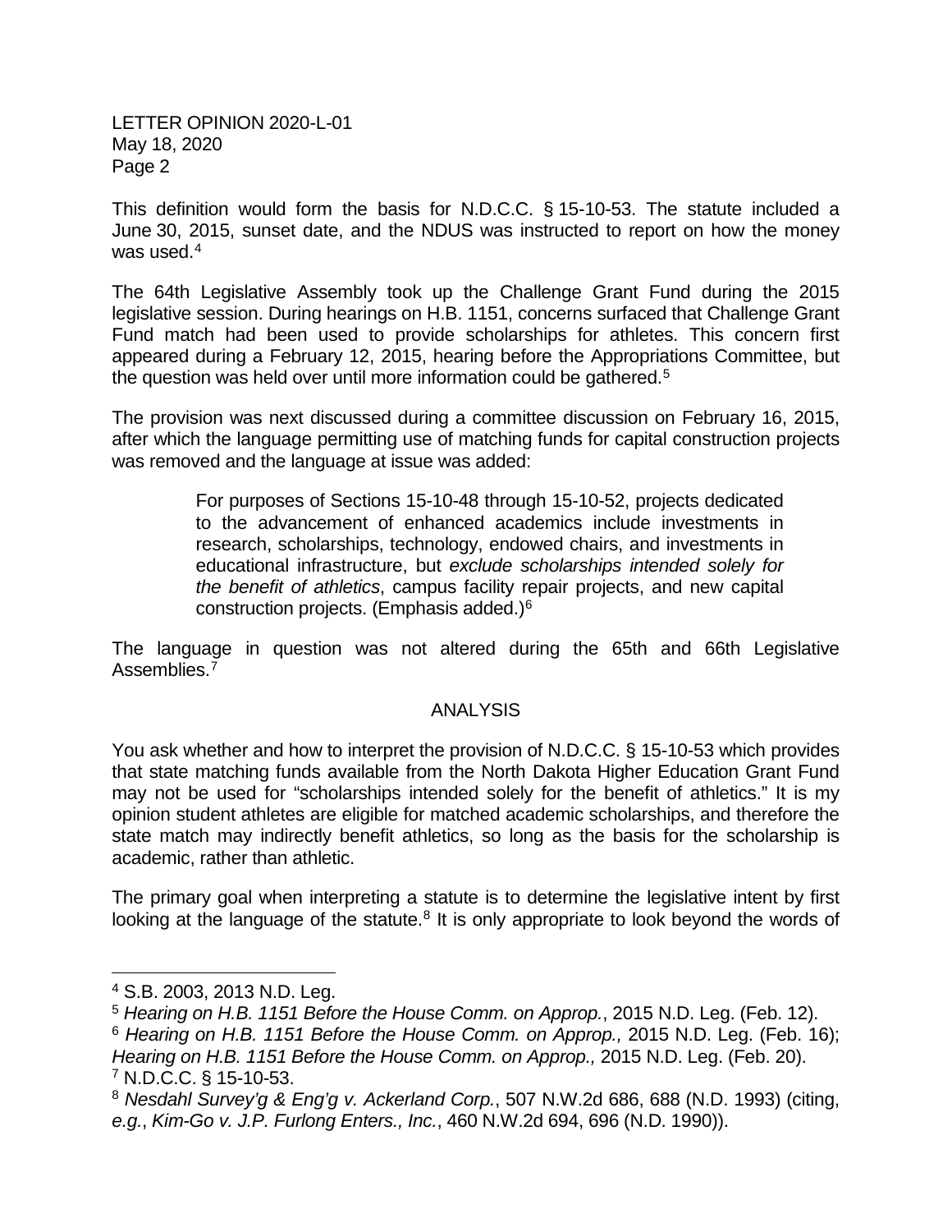This definition would form the basis for N.D.C.C. § 15-10-53. The statute included a June 30, 2015, sunset date, and the NDUS was instructed to report on how the money was used.[4]

The 64th Legislative Assembly took up the Challenge Grant Fund during the 2015 legislative session. During hearings on H.B. 1151, concerns surfaced that Challenge Grant Fund match had been used to provide scholarships for athletes. This concern first appeared during a February 12, 2015, hearing before the Appropriations Committee, but the question was held over until more information could be gathered.[5]

The provision was next discussed during a committee discussion on February 16, 2015, after which the language permitting use of matching funds for capital construction projects was removed and the language at issue was added:

> For purposes of Sections 15-10-48 through 15-10-52, projects dedicated to the advancement of enhanced academics include investments in research, scholarships, technology, endowed chairs, and investments in educational infrastructure, but *exclude scholarships intended solely for the benefit of athletics*, campus facility repair projects, and new capital construction projects. (Emphasis added.)[6]

The language in question was not altered during the 65th and 66th Legislative Assemblies.[7]

## ANALYSIS

You ask whether and how to interpret the provision of N.D.C.C. § 15-10-53 which provides that state matching funds available from the North Dakota Higher Education Grant Fund may not be used for "scholarships intended solely for the benefit of athletics." It is my opinion student athletes are eligible for matched academic scholarships, and therefore the state match may indirectly benefit athletics, so long as the basis for the scholarship is academic, rather than athletic.

The primary goal when interpreting a statute is to determine the legislative intent by first looking at the language of the statute.[8] It is only appropriate to look beyond the words of

---

[4] S.B. 2003, 2013 N.D. Leg.

[5] *Hearing on H.B. 1151 Before the House Comm. on Approp.*, 2015 N.D. Leg. (Feb. 12).

[6] *Hearing on H.B. 1151 Before the House Comm. on Approp.,* 2015 N.D. Leg. (Feb. 16); *Hearing on H.B. 1151 Before the House Comm. on Approp.,* 2015 N.D. Leg. (Feb. 20).

[7] N.D.C.C. § 15-10-53.

[8] *Nesdahl Survey'g & Eng'g v. Ackerland Corp.*, 507 N.W.2d 686, 688 (N.D. 1993) (citing, *e.g.*, *Kim-Go v. J.P. Furlong Enters., Inc.*, 460 N.W.2d 694, 696 (N.D. 1990)).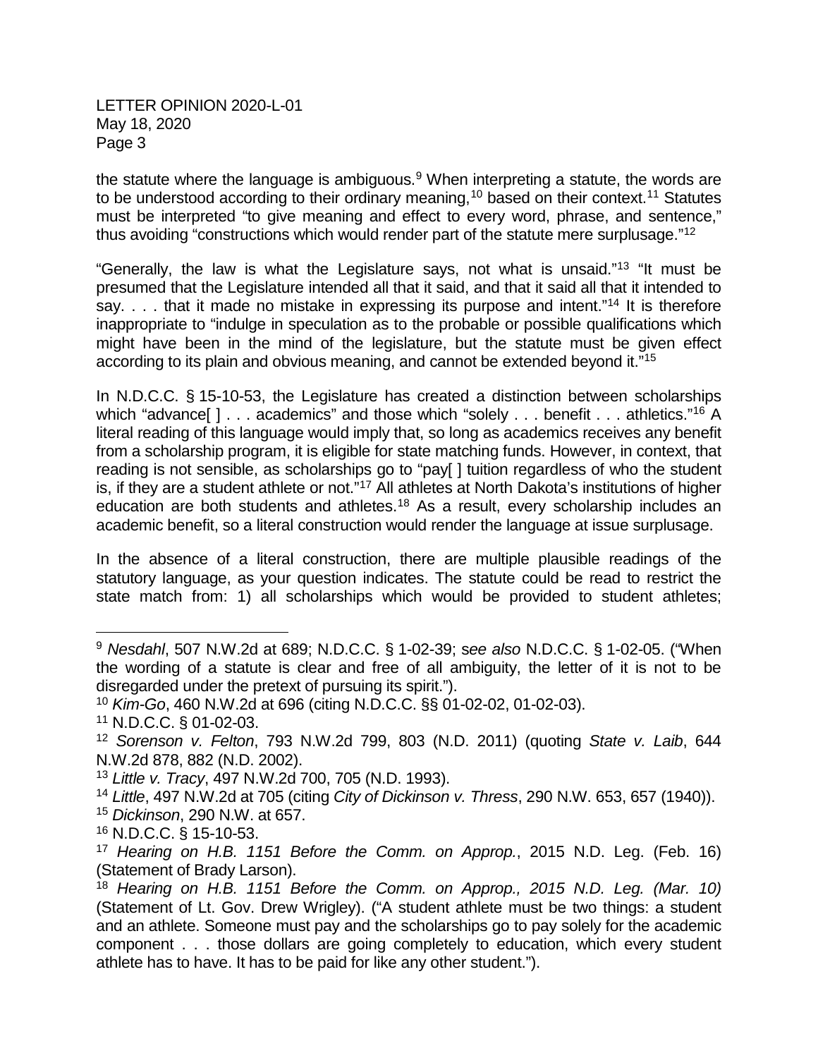the statute where the language is ambiguous.[9] When interpreting a statute, the words are to be understood according to their ordinary meaning,[10] based on their context.[11] Statutes must be interpreted "to give meaning and effect to every word, phrase, and sentence," thus avoiding "constructions which would render part of the statute mere surplusage."[12]

"Generally, the law is what the Legislature says, not what is unsaid."[13] "It must be presumed that the Legislature intended all that it said, and that it said all that it intended to say. . . . that it made no mistake in expressing its purpose and intent."[14] It is therefore inappropriate to "indulge in speculation as to the probable or possible qualifications which might have been in the mind of the legislature, but the statute must be given effect according to its plain and obvious meaning, and cannot be extended beyond it."[15]

In N.D.C.C. § 15-10-53, the Legislature has created a distinction between scholarships which "advance[ ] . . . academics" and those which "solely . . . benefit . . . athletics."[16] A literal reading of this language would imply that, so long as academics receives any benefit from a scholarship program, it is eligible for state matching funds. However, in context, that reading is not sensible, as scholarships go to "pay[ ] tuition regardless of who the student is, if they are a student athlete or not."[17] All athletes at North Dakota's institutions of higher education are both students and athletes.[18] As a result, every scholarship includes an academic benefit, so a literal construction would render the language at issue surplusage.

In the absence of a literal construction, there are multiple plausible readings of the statutory language, as your question indicates. The statute could be read to restrict the state match from: 1) all scholarships which would be provided to student athletes;

---

[9] *Nesdahl*, 507 N.W.2d at 689; N.D.C.C. § 1-02-39; *see also* N.D.C.C. § 1-02-05. ("When the wording of a statute is clear and free of all ambiguity, the letter of it is not to be disregarded under the pretext of pursuing its spirit.").

[10] *Kim-Go*, 460 N.W.2d at 696 (citing N.D.C.C. §§ 01-02-02, 01-02-03).

[11] N.D.C.C. § 01-02-03.

[12] *Sorenson v. Felton*, 793 N.W.2d 799, 803 (N.D. 2011) (quoting *State v. Laib*, 644 N.W.2d 878, 882 (N.D. 2002).

[13] *Little v. Tracy*, 497 N.W.2d 700, 705 (N.D. 1993).

[14] *Little*, 497 N.W.2d at 705 (citing *City of Dickinson v. Thress*, 290 N.W. 653, 657 (1940)).

[15] *Dickinson*, 290 N.W. at 657.

[16] N.D.C.C. § 15-10-53.

[17] *Hearing on H.B. 1151 Before the Comm. on Approp.*, 2015 N.D. Leg. (Feb. 16) (Statement of Brady Larson).

[18] *Hearing on H.B. 1151 Before the Comm. on Approp., 2015 N.D. Leg. (Mar. 10)* (Statement of Lt. Gov. Drew Wrigley). ("A student athlete must be two things: a student and an athlete. Someone must pay and the scholarships go to pay solely for the academic component . . . those dollars are going completely to education, which every student athlete has to have. It has to be paid for like any other student.").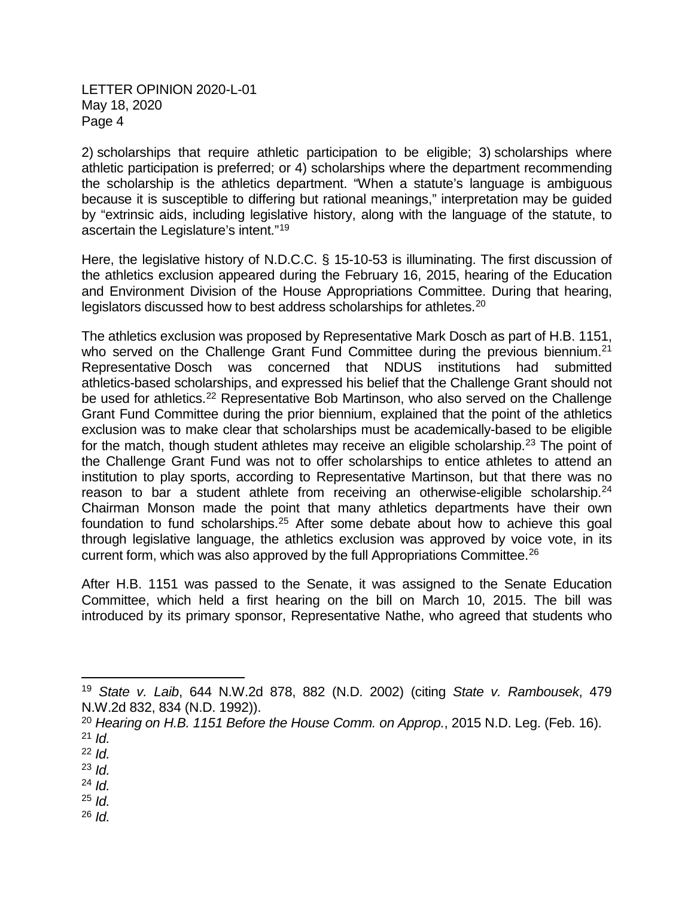2) scholarships that require athletic participation to be eligible; 3) scholarships where athletic participation is preferred; or 4) scholarships where the department recommending the scholarship is the athletics department. "When a statute's language is ambiguous because it is susceptible to differing but rational meanings," interpretation may be guided by "extrinsic aids, including legislative history, along with the language of the statute, to ascertain the Legislature's intent."[19]

Here, the legislative history of N.D.C.C. § 15-10-53 is illuminating. The first discussion of the athletics exclusion appeared during the February 16, 2015, hearing of the Education and Environment Division of the House Appropriations Committee. During that hearing, legislators discussed how to best address scholarships for athletes.[20]

The athletics exclusion was proposed by Representative Mark Dosch as part of H.B. 1151, who served on the Challenge Grant Fund Committee during the previous biennium.[21] Representative Dosch was concerned that NDUS institutions had submitted athletics-based scholarships, and expressed his belief that the Challenge Grant should not be used for athletics.[22] Representative Bob Martinson, who also served on the Challenge Grant Fund Committee during the prior biennium, explained that the point of the athletics exclusion was to make clear that scholarships must be academically-based to be eligible for the match, though student athletes may receive an eligible scholarship.[23] The point of the Challenge Grant Fund was not to offer scholarships to entice athletes to attend an institution to play sports, according to Representative Martinson, but that there was no reason to bar a student athlete from receiving an otherwise-eligible scholarship.[24] Chairman Monson made the point that many athletics departments have their own foundation to fund scholarships.[25] After some debate about how to achieve this goal through legislative language, the athletics exclusion was approved by voice vote, in its current form, which was also approved by the full Appropriations Committee.[26]

After H.B. 1151 was passed to the Senate, it was assigned to the Senate Education Committee, which held a first hearing on the bill on March 10, 2015. The bill was introduced by its primary sponsor, Representative Nathe, who agreed that students who

---

[19] *State v. Laib*, 644 N.W.2d 878, 882 (N.D. 2002) (citing *State v. Rambousek*, 479 N.W.2d 832, 834 (N.D. 1992)).
[20] *Hearing on H.B. 1151 Before the House Comm. on Approp.*, 2015 N.D. Leg. (Feb. 16).
[21] *Id.*
[22] *Id.*
[23] *Id.*
[24] *Id.*
[25] *Id.*
[26] *Id.*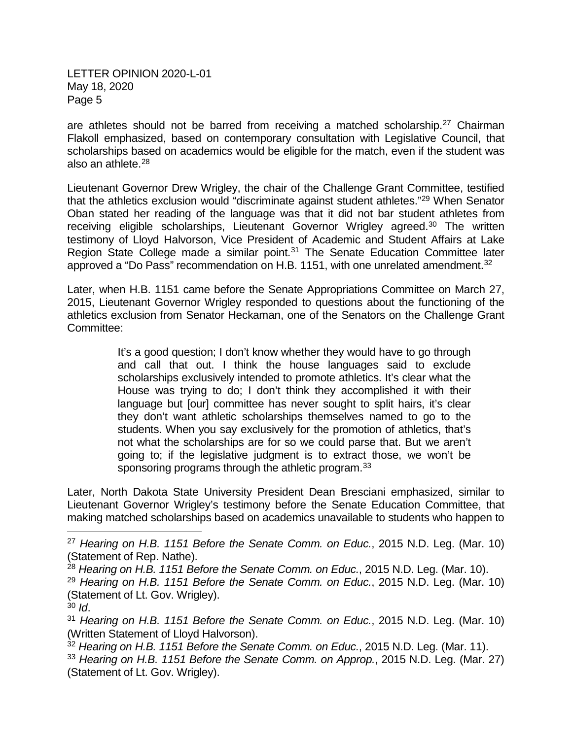are athletes should not be barred from receiving a matched scholarship.[27] Chairman Flakoll emphasized, based on contemporary consultation with Legislative Council, that scholarships based on academics would be eligible for the match, even if the student was also an athlete.[28]

Lieutenant Governor Drew Wrigley, the chair of the Challenge Grant Committee, testified that the athletics exclusion would "discriminate against student athletes."[29] When Senator Oban stated her reading of the language was that it did not bar student athletes from receiving eligible scholarships, Lieutenant Governor Wrigley agreed.[30] The written testimony of Lloyd Halvorson, Vice President of Academic and Student Affairs at Lake Region State College made a similar point.[31] The Senate Education Committee later approved a "Do Pass" recommendation on H.B. 1151, with one unrelated amendment.[32]

Later, when H.B. 1151 came before the Senate Appropriations Committee on March 27, 2015, Lieutenant Governor Wrigley responded to questions about the functioning of the athletics exclusion from Senator Heckaman, one of the Senators on the Challenge Grant Committee:

> It's a good question; I don't know whether they would have to go through and call that out. I think the house languages said to exclude scholarships exclusively intended to promote athletics. It's clear what the House was trying to do; I don't think they accomplished it with their language but [our] committee has never sought to split hairs, it's clear they don't want athletic scholarships themselves named to go to the students. When you say exclusively for the promotion of athletics, that's not what the scholarships are for so we could parse that. But we aren't going to; if the legislative judgment is to extract those, we won't be sponsoring programs through the athletic program.[33]

Later, North Dakota State University President Dean Bresciani emphasized, similar to Lieutenant Governor Wrigley's testimony before the Senate Education Committee, that making matched scholarships based on academics unavailable to students who happen to

---

[27] *Hearing on H.B. 1151 Before the Senate Comm. on Educ.*, 2015 N.D. Leg. (Mar. 10) (Statement of Rep. Nathe).

[28] *Hearing on H.B. 1151 Before the Senate Comm. on Educ.*, 2015 N.D. Leg. (Mar. 10).

[29] *Hearing on H.B. 1151 Before the Senate Comm. on Educ.*, 2015 N.D. Leg. (Mar. 10) (Statement of Lt. Gov. Wrigley).

[30] *Id*.

[31] *Hearing on H.B. 1151 Before the Senate Comm. on Educ.*, 2015 N.D. Leg. (Mar. 10) (Written Statement of Lloyd Halvorson).

[32] *Hearing on H.B. 1151 Before the Senate Comm. on Educ.*, 2015 N.D. Leg. (Mar. 11).

[33] *Hearing on H.B. 1151 Before the Senate Comm. on Approp.*, 2015 N.D. Leg. (Mar. 27) (Statement of Lt. Gov. Wrigley).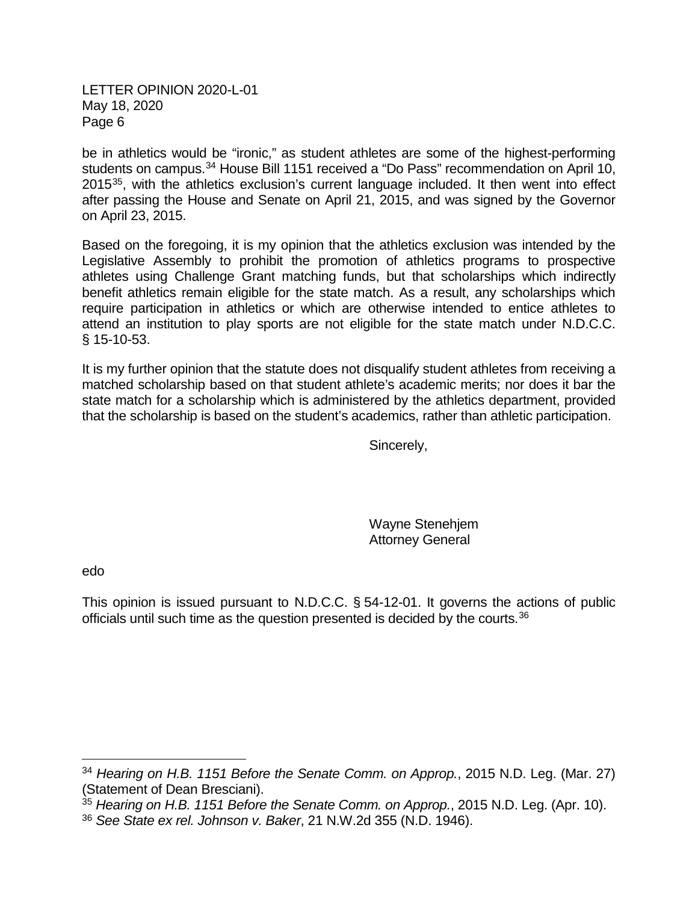be in athletics would be "ironic," as student athletes are some of the highest-performing students on campus.[34] House Bill 1151 received a "Do Pass" recommendation on April 10, 2015[35], with the athletics exclusion's current language included. It then went into effect after passing the House and Senate on April 21, 2015, and was signed by the Governor on April 23, 2015.

Based on the foregoing, it is my opinion that the athletics exclusion was intended by the Legislative Assembly to prohibit the promotion of athletics programs to prospective athletes using Challenge Grant matching funds, but that scholarships which indirectly benefit athletics remain eligible for the state match. As a result, any scholarships which require participation in athletics or which are otherwise intended to entice athletes to attend an institution to play sports are not eligible for the state match under N.D.C.C. § 15-10-53.

It is my further opinion that the statute does not disqualify student athletes from receiving a matched scholarship based on that student athlete's academic merits; nor does it bar the state match for a scholarship which is administered by the athletics department, provided that the scholarship is based on the student's academics, rather than athletic participation.

Sincerely,

Wayne Stenehjem
Attorney General

edo

This opinion is issued pursuant to N.D.C.C. § 54-12-01. It governs the actions of public officials until such time as the question presented is decided by the courts.[36]

---

[34] *Hearing on H.B. 1151 Before the Senate Comm. on Approp.*, 2015 N.D. Leg. (Mar. 27) (Statement of Dean Bresciani).

[35] *Hearing on H.B. 1151 Before the Senate Comm. on Approp.*, 2015 N.D. Leg. (Apr. 10).

[36] *See State ex rel. Johnson v. Baker*, 21 N.W.2d 355 (N.D. 1946).